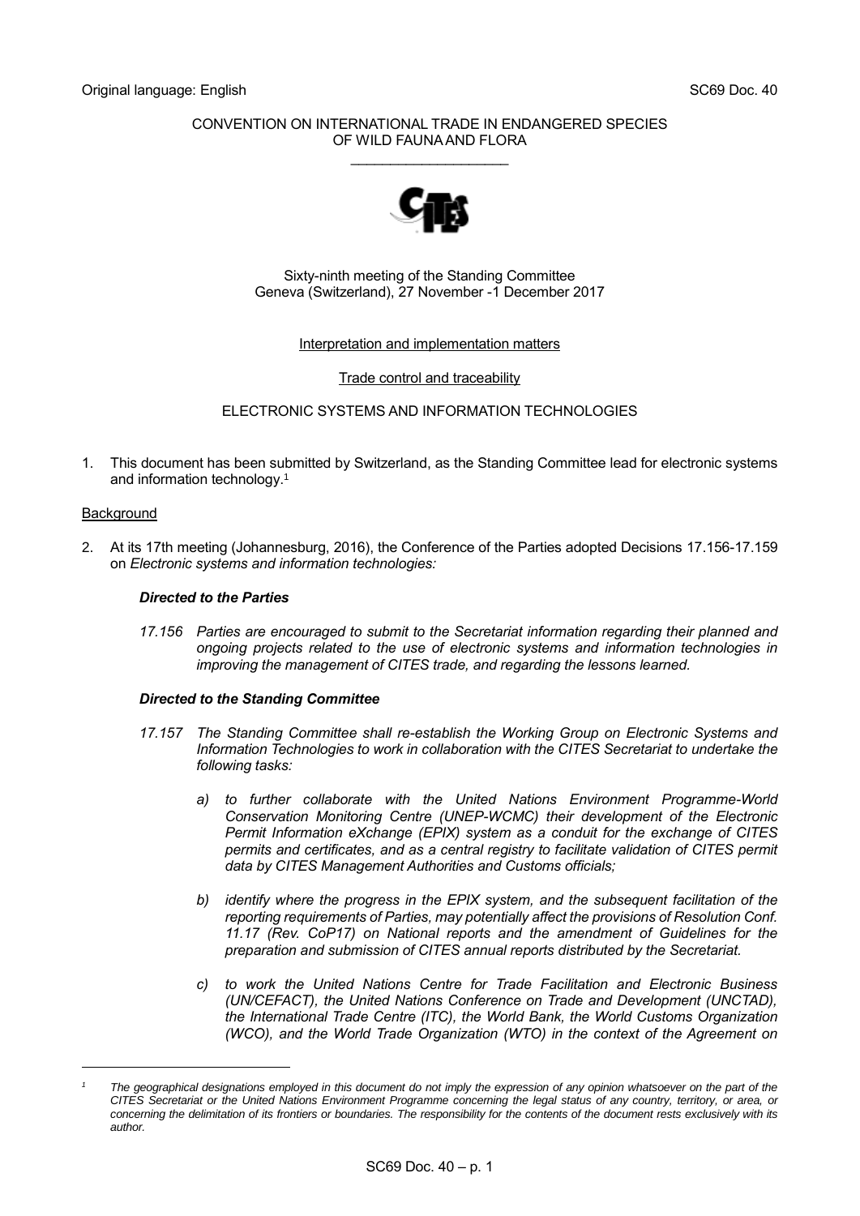Original language: English SC69 Doc. 40

CONVENTION ON INTERNATIONAL TRADE IN ENDANGERED SPECIES
OF WILD FAUNA AND FLORA

\_\_\_\_\_\_\_\_\_\_\_\_\_\_\_\_\_\_\_\_

Sixty-ninth meeting of the Standing Committee
Geneva (Switzerland), 27 November -1 December 2017

Interpretation and implementation matters

Trade control and traceability

ELECTRONIC SYSTEMS AND INFORMATION TECHNOLOGIES

1. This document has been submitted by Switzerland, as the Standing Committee lead for electronic systems and information technology.[1]

Background

2. At its 17th meeting (Johannesburg, 2016), the Conference of the Parties adopted Decisions 17.156-17.159 on *Electronic systems and information technologies:*

***Directed to the Parties***

*17.156 Parties are encouraged to submit to the Secretariat information regarding their planned and ongoing projects related to the use of electronic systems and information technologies in improving the management of CITES trade, and regarding the lessons learned.*

***Directed to the Standing Committee***

*17.157 The Standing Committee shall re-establish the Working Group on Electronic Systems and Information Technologies to work in collaboration with the CITES Secretariat to undertake the following tasks:*

*a) to further collaborate with the United Nations Environment Programme-World Conservation Monitoring Centre (UNEP-WCMC) their development of the Electronic Permit Information eXchange (EPIX) system as a conduit for the exchange of CITES permits and certificates, and as a central registry to facilitate validation of CITES permit data by CITES Management Authorities and Customs officials;*

*b) identify where the progress in the EPIX system, and the subsequent facilitation of the reporting requirements of Parties, may potentially affect the provisions of Resolution Conf. 11.17 (Rev. CoP17) on National reports and the amendment of Guidelines for the preparation and submission of CITES annual reports distributed by the Secretariat.*

*c) to work the United Nations Centre for Trade Facilitation and Electronic Business (UN/CEFACT), the United Nations Conference on Trade and Development (UNCTAD), the International Trade Centre (ITC), the World Bank, the World Customs Organization (WCO), and the World Trade Organization (WTO) in the context of the Agreement on*

[1] *The geographical designations employed in this document do not imply the expression of any opinion whatsoever on the part of the CITES Secretariat or the United Nations Environment Programme concerning the legal status of any country, territory, or area, or concerning the delimitation of its frontiers or boundaries. The responsibility for the contents of the document rests exclusively with its author.*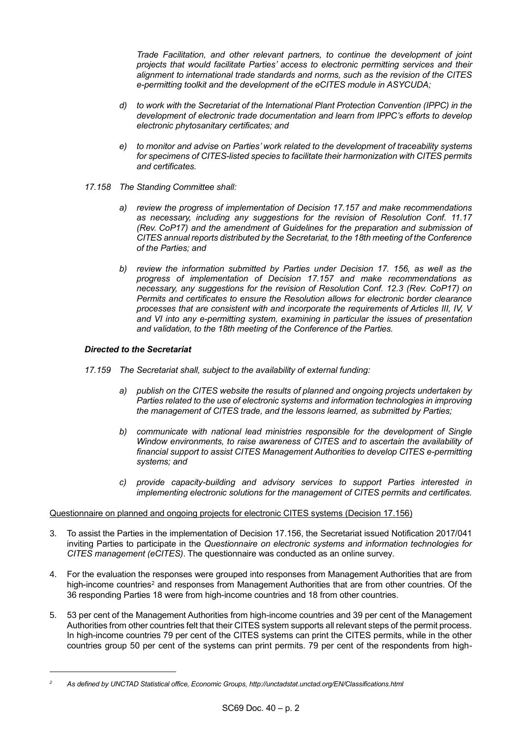*Trade Facilitation, and other relevant partners, to continue the development of joint projects that would facilitate Parties' access to electronic permitting services and their alignment to international trade standards and norms, such as the revision of the CITES e-permitting toolkit and the development of the eCITES module in ASYCUDA;*

*d) to work with the Secretariat of the International Plant Protection Convention (IPPC) in the development of electronic trade documentation and learn from IPPC's efforts to develop electronic phytosanitary certificates; and*

*e) to monitor and advise on Parties' work related to the development of traceability systems for specimens of CITES-listed species to facilitate their harmonization with CITES permits and certificates.*

*17.158 The Standing Committee shall:*

*a) review the progress of implementation of Decision 17.157 and make recommendations as necessary, including any suggestions for the revision of Resolution Conf. 11.17 (Rev. CoP17) and the amendment of Guidelines for the preparation and submission of CITES annual reports distributed by the Secretariat, to the 18th meeting of the Conference of the Parties; and*

*b) review the information submitted by Parties under Decision 17. 156, as well as the progress of implementation of Decision 17.157 and make recommendations as necessary, any suggestions for the revision of Resolution Conf. 12.3 (Rev. CoP17) on Permits and certificates to ensure the Resolution allows for electronic border clearance processes that are consistent with and incorporate the requirements of Articles III, IV, V and VI into any e-permitting system, examining in particular the issues of presentation and validation, to the 18th meeting of the Conference of the Parties.*

***Directed to the Secretariat***

*17.159 The Secretariat shall, subject to the availability of external funding:*

*a) publish on the CITES website the results of planned and ongoing projects undertaken by Parties related to the use of electronic systems and information technologies in improving the management of CITES trade, and the lessons learned, as submitted by Parties;*

*b) communicate with national lead ministries responsible for the development of Single Window environments, to raise awareness of CITES and to ascertain the availability of financial support to assist CITES Management Authorities to develop CITES e-permitting systems; and*

*c) provide capacity-building and advisory services to support Parties interested in implementing electronic solutions for the management of CITES permits and certificates.*

Questionnaire on planned and ongoing projects for electronic CITES systems (Decision 17.156)

3. To assist the Parties in the implementation of Decision 17.156, the Secretariat issued Notification 2017/041 inviting Parties to participate in the *Questionnaire on electronic systems and information technologies for CITES management (eCITES)*. The questionnaire was conducted as an online survey.

4. For the evaluation the responses were grouped into responses from Management Authorities that are from high-income countries[2] and responses from Management Authorities that are from other countries. Of the 36 responding Parties 18 were from high-income countries and 18 from other countries.

5. 53 per cent of the Management Authorities from high-income countries and 39 per cent of the Management Authorities from other countries felt that their CITES system supports all relevant steps of the permit process. In high-income countries 79 per cent of the CITES systems can print the CITES permits, while in the other countries group 50 per cent of the systems can print permits. 79 per cent of the respondents from high-

[2] *As defined by UNCTAD Statistical office, Economic Groups, http://unctadstat.unctad.org/EN/Classifications.html*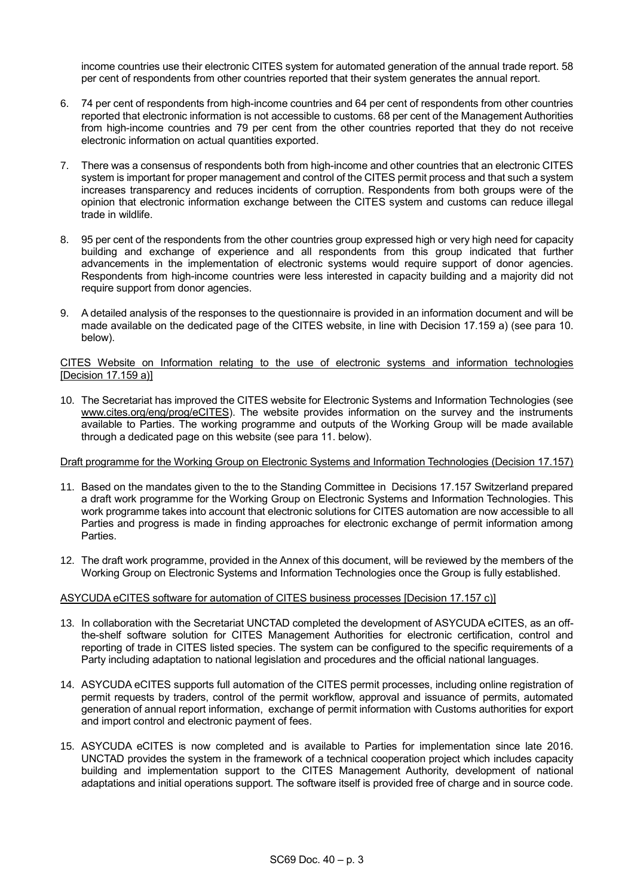income countries use their electronic CITES system for automated generation of the annual trade report. 58 per cent of respondents from other countries reported that their system generates the annual report.

6. 74 per cent of respondents from high-income countries and 64 per cent of respondents from other countries reported that electronic information is not accessible to customs. 68 per cent of the Management Authorities from high-income countries and 79 per cent from the other countries reported that they do not receive electronic information on actual quantities exported.

7. There was a consensus of respondents both from high-income and other countries that an electronic CITES system is important for proper management and control of the CITES permit process and that such a system increases transparency and reduces incidents of corruption. Respondents from both groups were of the opinion that electronic information exchange between the CITES system and customs can reduce illegal trade in wildlife.

8. 95 per cent of the respondents from the other countries group expressed high or very high need for capacity building and exchange of experience and all respondents from this group indicated that further advancements in the implementation of electronic systems would require support of donor agencies. Respondents from high-income countries were less interested in capacity building and a majority did not require support from donor agencies.

9. A detailed analysis of the responses to the questionnaire is provided in an information document and will be made available on the dedicated page of the CITES website, in line with Decision 17.159 a) (see para 10. below).

CITES Website on Information relating to the use of electronic systems and information technologies [Decision 17.159 a)]

10. The Secretariat has improved the CITES website for Electronic Systems and Information Technologies (see www.cites.org/eng/prog/eCITES). The website provides information on the survey and the instruments available to Parties. The working programme and outputs of the Working Group will be made available through a dedicated page on this website (see para 11. below).

Draft programme for the Working Group on Electronic Systems and Information Technologies (Decision 17.157)

11. Based on the mandates given to the to the to the Standing Committee in Decisions 17.157 Switzerland prepared a draft work programme for the Working Group on Electronic Systems and Information Technologies. This work programme takes into account that electronic solutions for CITES automation are now accessible to all Parties and progress is made in finding approaches for electronic exchange of permit information among Parties.

12. The draft work programme, provided in the Annex of this document, will be reviewed by the members of the Working Group on Electronic Systems and Information Technologies once the Group is fully established.

ASYCUDA eCITES software for automation of CITES business processes [Decision 17.157 c)]

13. In collaboration with the Secretariat UNCTAD completed the development of ASYCUDA eCITES, as an off-the-shelf software solution for CITES Management Authorities for electronic certification, control and reporting of trade in CITES listed species. The system can be configured to the specific requirements of a Party including adaptation to national legislation and procedures and the official national languages.

14. ASYCUDA eCITES supports full automation of the CITES permit processes, including online registration of permit requests by traders, control of the permit workflow, approval and issuance of permits, automated generation of annual report information, exchange of permit information with Customs authorities for export and import control and electronic payment of fees.

15. ASYCUDA eCITES is now completed and is available to Parties for implementation since late 2016. UNCTAD provides the system in the framework of a technical cooperation project which includes capacity building and implementation support to the CITES Management Authority, development of national adaptations and initial operations support. The software itself is provided free of charge and in source code.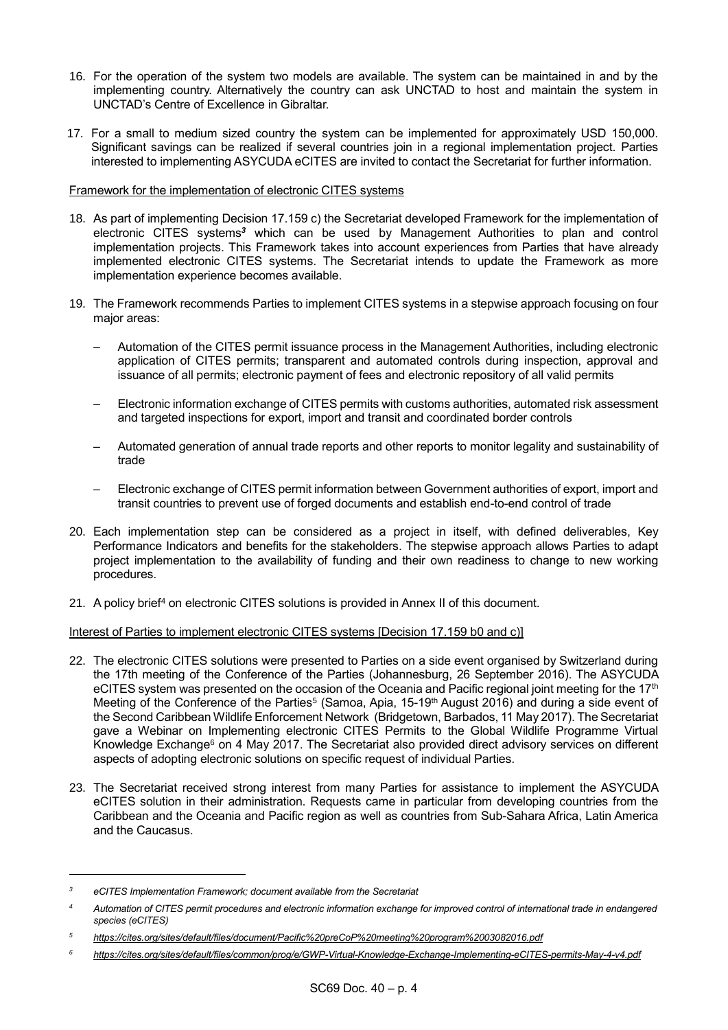16. For the operation of the system two models are available. The system can be maintained in and by the implementing country. Alternatively the country can ask UNCTAD to host and maintain the system in UNCTAD's Centre of Excellence in Gibraltar.

17. For a small to medium sized country the system can be implemented for approximately USD 150,000. Significant savings can be realized if several countries join in a regional implementation project. Parties interested to implementing ASYCUDA eCITES are invited to contact the Secretariat for further information.

Framework for the implementation of electronic CITES systems

18. As part of implementing Decision 17.159 c) the Secretariat developed Framework for the implementation of electronic CITES systems[3] which can be used by Management Authorities to plan and control implementation projects. This Framework takes into account experiences from Parties that have already implemented electronic CITES systems. The Secretariat intends to update the Framework as more implementation experience becomes available.

19. The Framework recommends Parties to implement CITES systems in a stepwise approach focusing on four major areas:

    – Automation of the CITES permit issuance process in the Management Authorities, including electronic application of CITES permits; transparent and automated controls during inspection, approval and issuance of all permits; electronic payment of fees and electronic repository of all valid permits

    – Electronic information exchange of CITES permits with customs authorities, automated risk assessment and targeted inspections for export, import and transit and coordinated border controls

    – Automated generation of annual trade reports and other reports to monitor legality and sustainability of trade

    – Electronic exchange of CITES permit information between Government authorities of export, import and transit countries to prevent use of forged documents and establish end-to-end control of trade

20. Each implementation step can be considered as a project in itself, with defined deliverables, Key Performance Indicators and benefits for the stakeholders. The stepwise approach allows Parties to adapt project implementation to the availability of funding and their own readiness to change to new working procedures.

21. A policy brief[4] on electronic CITES solutions is provided in Annex II of this document.

Interest of Parties to implement electronic CITES systems [Decision 17.159 b0 and c)]

22. The electronic CITES solutions were presented to Parties on a side event organised by Switzerland during the 17th meeting of the Conference of the Parties (Johannesburg, 26 September 2016). The ASYCUDA eCITES system was presented on the occasion of the Oceania and Pacific regional joint meeting for the 17th Meeting of the Conference of the Parties[5] (Samoa, Apia, 15-19th August 2016) and during a side event of the Second Caribbean Wildlife Enforcement Network (Bridgetown, Barbados, 11 May 2017). The Secretariat gave a Webinar on Implementing electronic CITES Permits to the Global Wildlife Programme Virtual Knowledge Exchange[6] on 4 May 2017. The Secretariat also provided direct advisory services on different aspects of adopting electronic solutions on specific request of individual Parties.

23. The Secretariat received strong interest from many Parties for assistance to implement the ASYCUDA eCITES solution in their administration. Requests came in particular from developing countries from the Caribbean and the Oceania and Pacific region as well as countries from Sub-Sahara Africa, Latin America and the Caucasus.

---

[3] *eCITES Implementation Framework; document available from the Secretariat*

[4] *Automation of CITES permit procedures and electronic information exchange for improved control of international trade in endangered species (eCITES)*

[5] *https://cites.org/sites/default/files/document/Pacific%20preCoP%20meeting%20program%2003082016.pdf*

[6] *https://cites.org/sites/default/files/common/prog/e/GWP-Virtual-Knowledge-Exchange-Implementing-eCITES-permits-May-4-v4.pdf*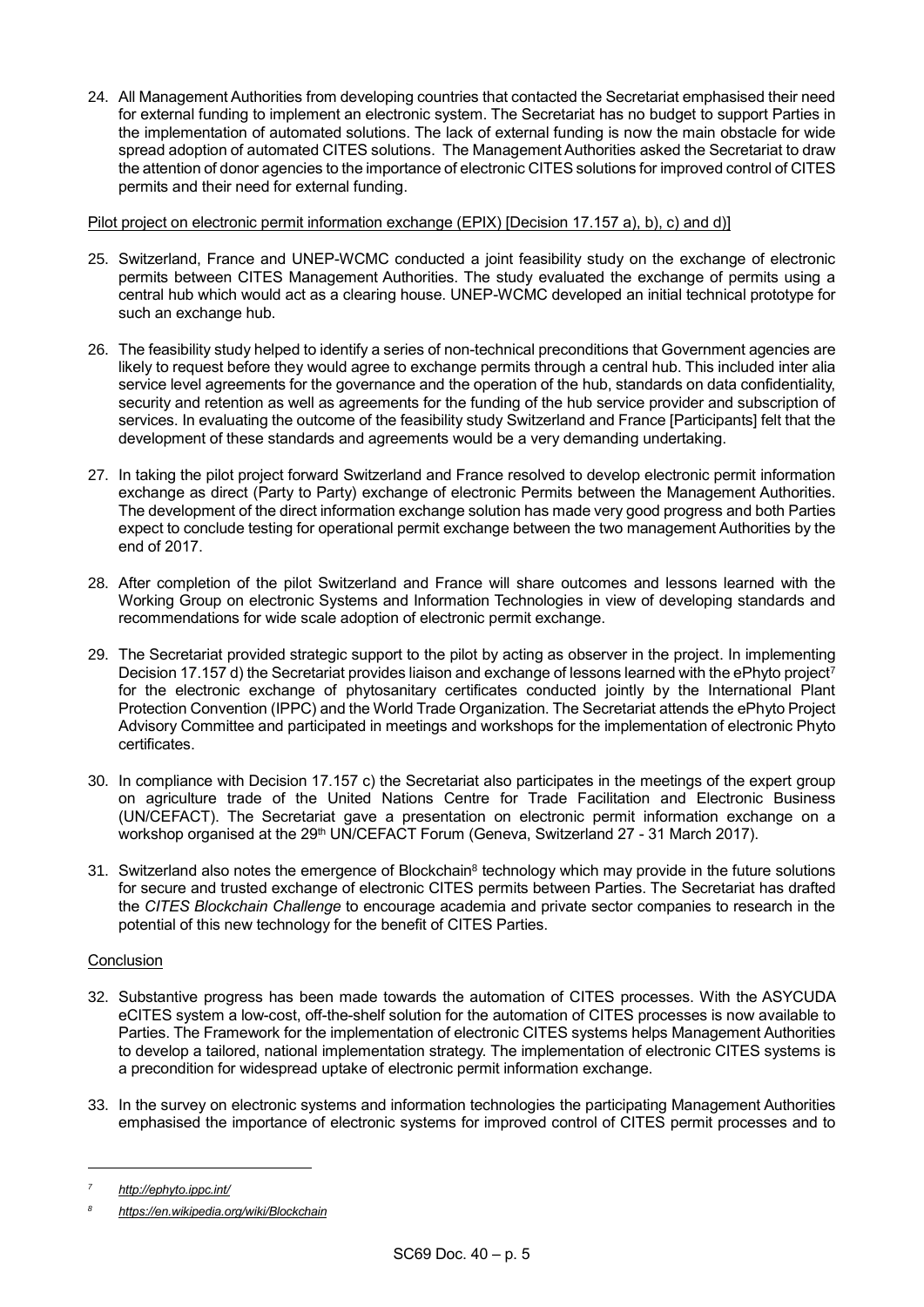24. All Management Authorities from developing countries that contacted the Secretariat emphasised their need for external funding to implement an electronic system. The Secretariat has no budget to support Parties in the implementation of automated solutions. The lack of external funding is now the main obstacle for wide spread adoption of automated CITES solutions. The Management Authorities asked the Secretariat to draw the attention of donor agencies to the importance of electronic CITES solutions for improved control of CITES permits and their need for external funding.

Pilot project on electronic permit information exchange (EPIX) [Decision 17.157 a), b), c) and d)]

25. Switzerland, France and UNEP-WCMC conducted a joint feasibility study on the exchange of electronic permits between CITES Management Authorities. The study evaluated the exchange of permits using a central hub which would act as a clearing house. UNEP-WCMC developed an initial technical prototype for such an exchange hub.

26. The feasibility study helped to identify a series of non-technical preconditions that Government agencies are likely to request before they would agree to exchange permits through a central hub. This included inter alia service level agreements for the governance and the operation of the hub, standards on data confidentiality, security and retention as well as agreements for the funding of the hub service provider and subscription of services. In evaluating the outcome of the feasibility study Switzerland and France [Participants] felt that the development of these standards and agreements would be a very demanding undertaking.

27. In taking the pilot project forward Switzerland and France resolved to develop electronic permit information exchange as direct (Party to Party) exchange of electronic Permits between the Management Authorities. The development of the direct information exchange solution has made very good progress and both Parties expect to conclude testing for operational permit exchange between the two management Authorities by the end of 2017.

28. After completion of the pilot Switzerland and France will share outcomes and lessons learned with the Working Group on electronic Systems and Information Technologies in view of developing standards and recommendations for wide scale adoption of electronic permit exchange.

29. The Secretariat provided strategic support to the pilot by acting as observer in the project. In implementing Decision 17.157 d) the Secretariat provides liaison and exchange of lessons learned with the ePhyto project[7] for the electronic exchange of phytosanitary certificates conducted jointly by the International Plant Protection Convention (IPPC) and the World Trade Organization. The Secretariat attends the ePhyto Project Advisory Committee and participated in meetings and workshops for the implementation of electronic Phyto certificates.

30. In compliance with Decision 17.157 c) the Secretariat also participates in the meetings of the expert group on agriculture trade of the United Nations Centre for Trade Facilitation and Electronic Business (UN/CEFACT). The Secretariat gave a presentation on electronic permit information exchange on a workshop organised at the 29th UN/CEFACT Forum (Geneva, Switzerland 27 - 31 March 2017).

31. Switzerland also notes the emergence of Blockchain[8] technology which may provide in the future solutions for secure and trusted exchange of electronic CITES permits between Parties. The Secretariat has drafted the *CITES Blockchain Challenge* to encourage academia and private sector companies to research in the potential of this new technology for the benefit of CITES Parties.

Conclusion

32. Substantive progress has been made towards the automation of CITES processes. With the ASYCUDA eCITES system a low-cost, off-the-shelf solution for the automation of CITES processes is now available to Parties. The Framework for the implementation of electronic CITES systems helps Management Authorities to develop a tailored, national implementation strategy. The implementation of electronic CITES systems is a precondition for widespread uptake of electronic permit information exchange.

33. In the survey on electronic systems and information technologies the participating Management Authorities emphasised the importance of electronic systems for improved control of CITES permit processes and to

---

[7] *http://ephyto.ippc.int/*

[8] *https://en.wikipedia.org/wiki/Blockchain*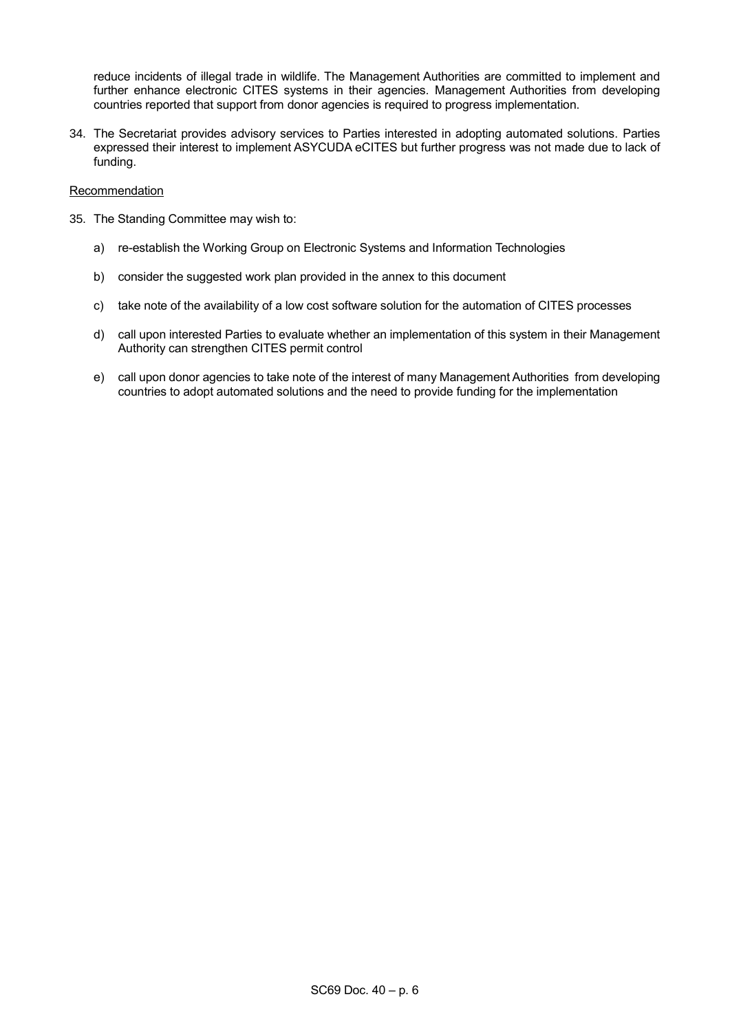reduce incidents of illegal trade in wildlife. The Management Authorities are committed to implement and further enhance electronic CITES systems in their agencies. Management Authorities from developing countries reported that support from donor agencies is required to progress implementation.

34. The Secretariat provides advisory services to Parties interested in adopting automated solutions. Parties expressed their interest to implement ASYCUDA eCITES but further progress was not made due to lack of funding.

<u>Recommendation</u>

35. The Standing Committee may wish to:

    a) re-establish the Working Group on Electronic Systems and Information Technologies

    b) consider the suggested work plan provided in the annex to this document

    c) take note of the availability of a low cost software solution for the automation of CITES processes

    d) call upon interested Parties to evaluate whether an implementation of this system in their Management Authority can strengthen CITES permit control

    e) call upon donor agencies to take note of the interest of many Management Authorities from developing countries to adopt automated solutions and the need to provide funding for the implementation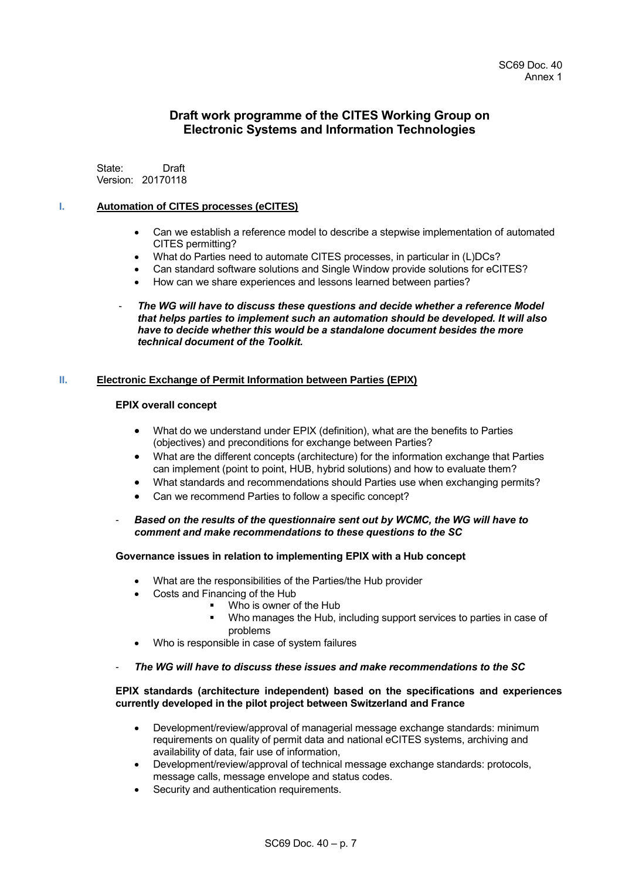SC69 Doc. 40
Annex 1

# Draft work programme of the CITES Working Group on Electronic Systems and Information Technologies

State: Draft
Version: 20170118

## I. Automation of CITES processes (eCITES)

- Can we establish a reference model to describe a stepwise implementation of automated CITES permitting?
- What do Parties need to automate CITES processes, in particular in (L)DCs?
- Can standard software solutions and Single Window provide solutions for eCITES?
- How can we share experiences and lessons learned between parties?

- ***The WG will have to discuss these questions and decide whether a reference Model that helps parties to implement such an automation should be developed. It will also have to decide whether this would be a standalone document besides the more technical document of the Toolkit.***

## II. Electronic Exchange of Permit Information between Parties (EPIX)

**EPIX overall concept**

- What do we understand under EPIX (definition), what are the benefits to Parties (objectives) and preconditions for exchange between Parties?
- What are the different concepts (architecture) for the information exchange that Parties can implement (point to point, HUB, hybrid solutions) and how to evaluate them?
- What standards and recommendations should Parties use when exchanging permits?
- Can we recommend Parties to follow a specific concept?

- ***Based on the results of the questionnaire sent out by WCMC, the WG will have to comment and make recommendations to these questions to the SC***

**Governance issues in relation to implementing EPIX with a Hub concept**

- What are the responsibilities of the Parties/the Hub provider
- Costs and Financing of the Hub
  - Who is owner of the Hub
  - Who manages the Hub, including support services to parties in case of problems
- Who is responsible in case of system failures

- ***The WG will have to discuss these issues and make recommendations to the SC***

**EPIX standards (architecture independent) based on the specifications and experiences currently developed in the pilot project between Switzerland and France**

- Development/review/approval of managerial message exchange standards: minimum requirements on quality of permit data and national eCITES systems, archiving and availability of data, fair use of information,
- Development/review/approval of technical message exchange standards: protocols, message calls, message envelope and status codes.
- Security and authentication requirements.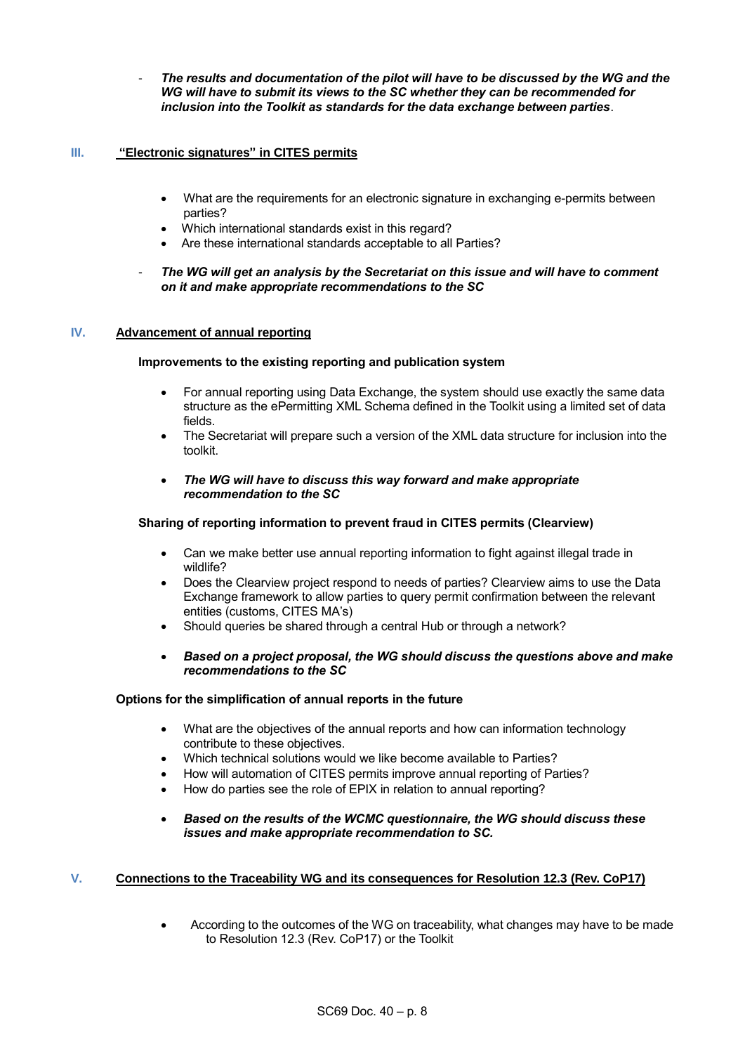- ***The results and documentation of the pilot will have to be discussed by the WG and the WG will have to submit its views to the SC whether they can be recommended for inclusion into the Toolkit as standards for the data exchange between parties***.

## III. "Electronic signatures" in CITES permits

- What are the requirements for an electronic signature in exchanging e-permits between parties?
- Which international standards exist in this regard?
- Are these international standards acceptable to all Parties?

- ***The WG will get an analysis by the Secretariat on this issue and will have to comment on it and make appropriate recommendations to the SC***

## IV. Advancement of annual reporting

**Improvements to the existing reporting and publication system**

- For annual reporting using Data Exchange, the system should use exactly the same data structure as the ePermitting XML Schema defined in the Toolkit using a limited set of data fields.
- The Secretariat will prepare such a version of the XML data structure for inclusion into the toolkit.

- ***The WG will have to discuss this way forward and make appropriate recommendation to the SC***

**Sharing of reporting information to prevent fraud in CITES permits (Clearview)**

- Can we make better use annual reporting information to fight against illegal trade in wildlife?
- Does the Clearview project respond to needs of parties? Clearview aims to use the Data Exchange framework to allow parties to query permit confirmation between the relevant entities (customs, CITES MA's)
- Should queries be shared through a central Hub or through a network?

- ***Based on a project proposal, the WG should discuss the questions above and make recommendations to the SC***

**Options for the simplification of annual reports in the future**

- What are the objectives of the annual reports and how can information technology contribute to these objectives.
- Which technical solutions would we like become available to Parties?
- How will automation of CITES permits improve annual reporting of Parties?
- How do parties see the role of EPIX in relation to annual reporting?

- ***Based on the results of the WCMC questionnaire, the WG should discuss these issues and make appropriate recommendation to SC.***

## V. Connections to the Traceability WG and its consequences for Resolution 12.3 (Rev. CoP17)

- According to the outcomes of the WG on traceability, what changes may have to be made to Resolution 12.3 (Rev. CoP17) or the Toolkit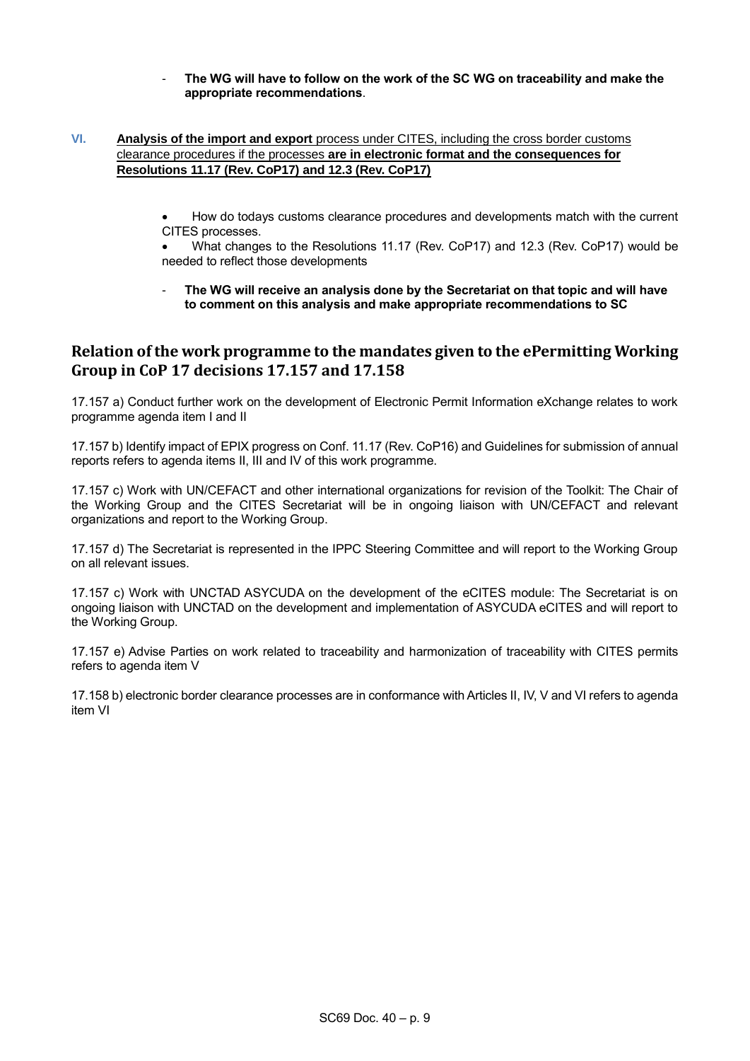- **The WG will have to follow on the work of the SC WG on traceability and make the appropriate recommendations**.

**VI.** **Analysis of the import and export** process under CITES, including the cross border customs clearance procedures if the processes **are in electronic format and the consequences for Resolutions 11.17 (Rev. CoP17) and 12.3 (Rev. CoP17)**

- How do todays customs clearance procedures and developments match with the current CITES processes.
- What changes to the Resolutions 11.17 (Rev. CoP17) and 12.3 (Rev. CoP17) would be needed to reflect those developments

- **The WG will receive an analysis done by the Secretariat on that topic and will have to comment on this analysis and make appropriate recommendations to SC**

## Relation of the work programme to the mandates given to the ePermitting Working Group in CoP 17 decisions 17.157 and 17.158

17.157 a) Conduct further work on the development of Electronic Permit Information eXchange relates to work programme agenda item I and II

17.157 b) Identify impact of EPIX progress on Conf. 11.17 (Rev. CoP16) and Guidelines for submission of annual reports refers to agenda items II, III and IV of this work programme.

17.157 c) Work with UN/CEFACT and other international organizations for revision of the Toolkit: The Chair of the Working Group and the CITES Secretariat will be in ongoing liaison with UN/CEFACT and relevant organizations and report to the Working Group.

17.157 d) The Secretariat is represented in the IPPC Steering Committee and will report to the Working Group on all relevant issues.

17.157 c) Work with UNCTAD ASYCUDA on the development of the eCITES module: The Secretariat is on ongoing liaison with UNCTAD on the development and implementation of ASYCUDA eCITES and will report to the Working Group.

17.157 e) Advise Parties on work related to traceability and harmonization of traceability with CITES permits refers to agenda item V

17.158 b) electronic border clearance processes are in conformance with Articles II, IV, V and VI refers to agenda item VI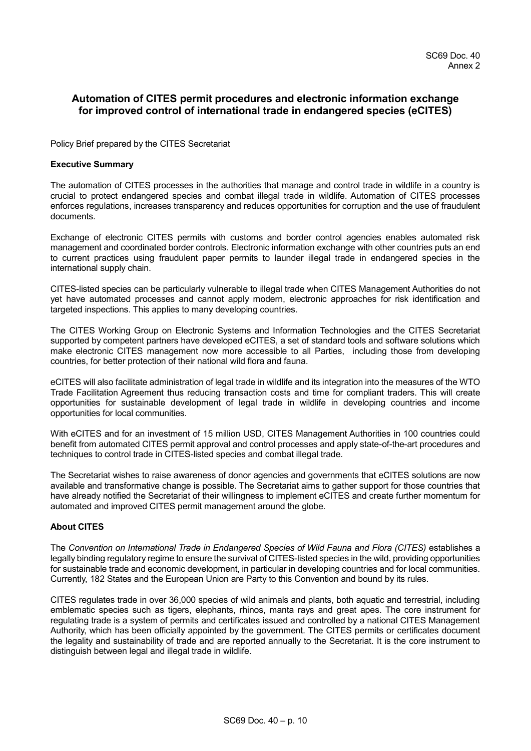# Automation of CITES permit procedures and electronic information exchange for improved control of international trade in endangered species (eCITES)

Policy Brief prepared by the CITES Secretariat

**Executive Summary**

The automation of CITES processes in the authorities that manage and control trade in wildlife in a country is crucial to protect endangered species and combat illegal trade in wildlife. Automation of CITES processes enforces regulations, increases transparency and reduces opportunities for corruption and the use of fraudulent documents.

Exchange of electronic CITES permits with customs and border control agencies enables automated risk management and coordinated border controls. Electronic information exchange with other countries puts an end to current practices using fraudulent paper permits to launder illegal trade in endangered species in the international supply chain.

CITES-listed species can be particularly vulnerable to illegal trade when CITES Management Authorities do not yet have automated processes and cannot apply modern, electronic approaches for risk identification and targeted inspections. This applies to many developing countries.

The CITES Working Group on Electronic Systems and Information Technologies and the CITES Secretariat supported by competent partners have developed eCITES, a set of standard tools and software solutions which make electronic CITES management now more accessible to all Parties, including those from developing countries, for better protection of their national wild flora and fauna.

eCITES will also facilitate administration of legal trade in wildlife and its integration into the measures of the WTO Trade Facilitation Agreement thus reducing transaction costs and time for compliant traders. This will create opportunities for sustainable development of legal trade in wildlife in developing countries and income opportunities for local communities.

With eCITES and for an investment of 15 million USD, CITES Management Authorities in 100 countries could benefit from automated CITES permit approval and control processes and apply state-of-the-art procedures and techniques to control trade in CITES-listed species and combat illegal trade.

The Secretariat wishes to raise awareness of donor agencies and governments that eCITES solutions are now available and transformative change is possible. The Secretariat aims to gather support for those countries that have already notified the Secretariat of their willingness to implement eCITES and create further momentum for automated and improved CITES permit management around the globe.

**About CITES**

The *Convention on International Trade in Endangered Species of Wild Fauna and Flora (CITES)* establishes a legally binding regulatory regime to ensure the survival of CITES-listed species in the wild, providing opportunities for sustainable trade and economic development, in particular in developing countries and for local communities. Currently, 182 States and the European Union are Party to this Convention and bound by its rules.

CITES regulates trade in over 36,000 species of wild animals and plants, both aquatic and terrestrial, including emblematic species such as tigers, elephants, rhinos, manta rays and great apes. The core instrument for regulating trade is a system of permits and certificates issued and controlled by a national CITES Management Authority, which has been officially appointed by the government. The CITES permits or certificates document the legality and sustainability of trade and are reported annually to the Secretariat. It is the core instrument to distinguish between legal and illegal trade in wildlife.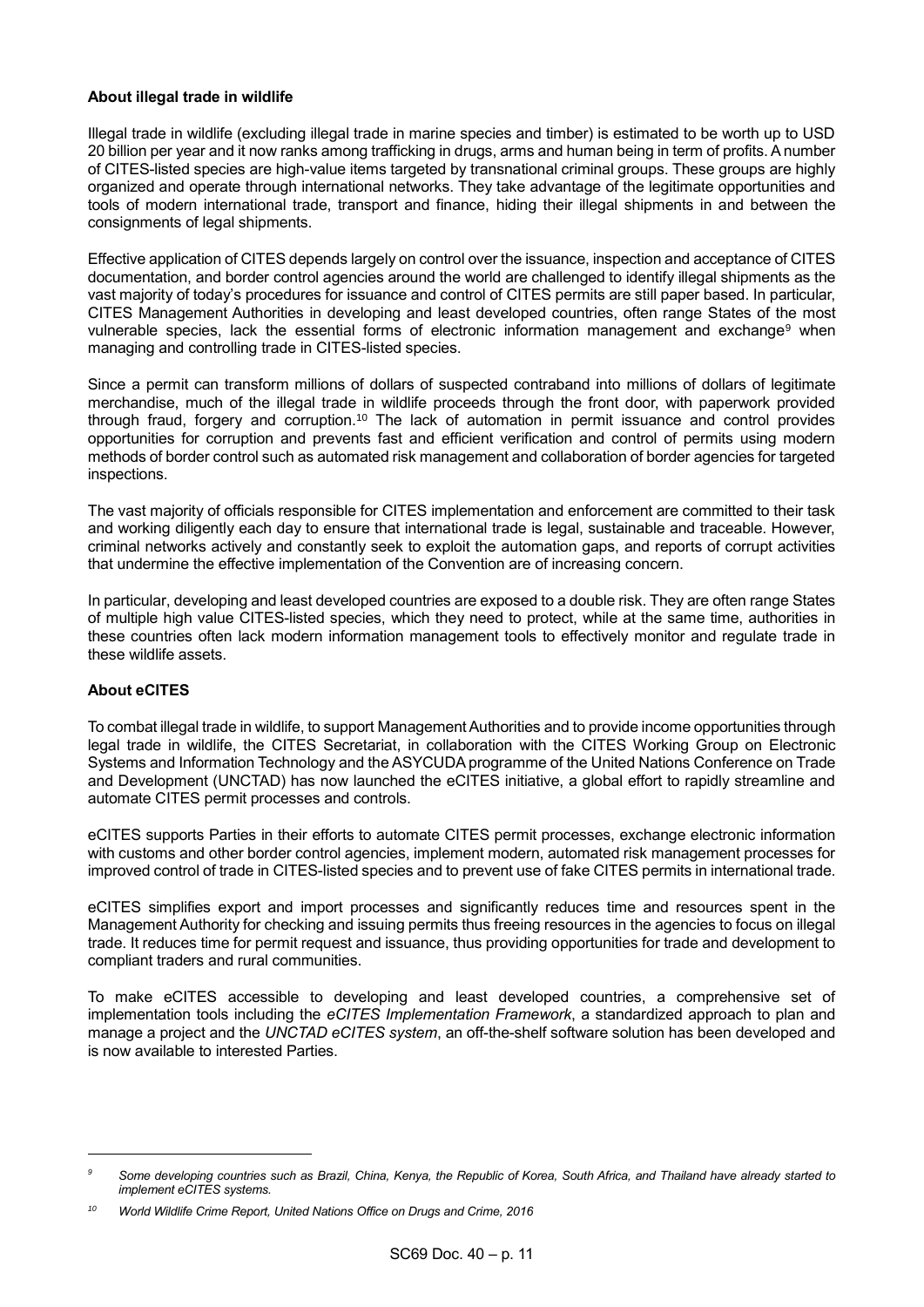**About illegal trade in wildlife**

Illegal trade in wildlife (excluding illegal trade in marine species and timber) is estimated to be worth up to USD 20 billion per year and it now ranks among trafficking in drugs, arms and human being in term of profits. A number of CITES-listed species are high-value items targeted by transnational criminal groups. These groups are highly organized and operate through international networks. They take advantage of the legitimate opportunities and tools of modern international trade, transport and finance, hiding their illegal shipments in and between the consignments of legal shipments.

Effective application of CITES depends largely on control over the issuance, inspection and acceptance of CITES documentation, and border control agencies around the world are challenged to identify illegal shipments as the vast majority of today's procedures for issuance and control of CITES permits are still paper based. In particular, CITES Management Authorities in developing and least developed countries, often range States of the most vulnerable species, lack the essential forms of electronic information management and exchange[9] when managing and controlling trade in CITES-listed species.

Since a permit can transform millions of dollars of suspected contraband into millions of dollars of legitimate merchandise, much of the illegal trade in wildlife proceeds through the front door, with paperwork provided through fraud, forgery and corruption.[10] The lack of automation in permit issuance and control provides opportunities for corruption and prevents fast and efficient verification and control of permits using modern methods of border control such as automated risk management and collaboration of border agencies for targeted inspections.

The vast majority of officials responsible for CITES implementation and enforcement are committed to their task and working diligently each day to ensure that international trade is legal, sustainable and traceable. However, criminal networks actively and constantly seek to exploit the automation gaps, and reports of corrupt activities that undermine the effective implementation of the Convention are of increasing concern.

In particular, developing and least developed countries are exposed to a double risk. They are often range States of multiple high value CITES-listed species, which they need to protect, while at the same time, authorities in these countries often lack modern information management tools to effectively monitor and regulate trade in these wildlife assets.

**About eCITES**

To combat illegal trade in wildlife, to support Management Authorities and to provide income opportunities through legal trade in wildlife, the CITES Secretariat, in collaboration with the CITES Working Group on Electronic Systems and Information Technology and the ASYCUDA programme of the United Nations Conference on Trade and Development (UNCTAD) has now launched the eCITES initiative, a global effort to rapidly streamline and automate CITES permit processes and controls.

eCITES supports Parties in their efforts to automate CITES permit processes, exchange electronic information with customs and other border control agencies, implement modern, automated risk management processes for improved control of trade in CITES-listed species and to prevent use of fake CITES permits in international trade.

eCITES simplifies export and import processes and significantly reduces time and resources spent in the Management Authority for checking and issuing permits thus freeing resources in the agencies to focus on illegal trade. It reduces time for permit request and issuance, thus providing opportunities for trade and development to compliant traders and rural communities.

To make eCITES accessible to developing and least developed countries, a comprehensive set of implementation tools including the *eCITES Implementation Framework*, a standardized approach to plan and manage a project and the *UNCTAD eCITES system*, an off-the-shelf software solution has been developed and is now available to interested Parties.

---

[9] *Some developing countries such as Brazil, China, Kenya, the Republic of Korea, South Africa, and Thailand have already started to implement eCITES systems.*

[10] *World Wildlife Crime Report, United Nations Office on Drugs and Crime, 2016*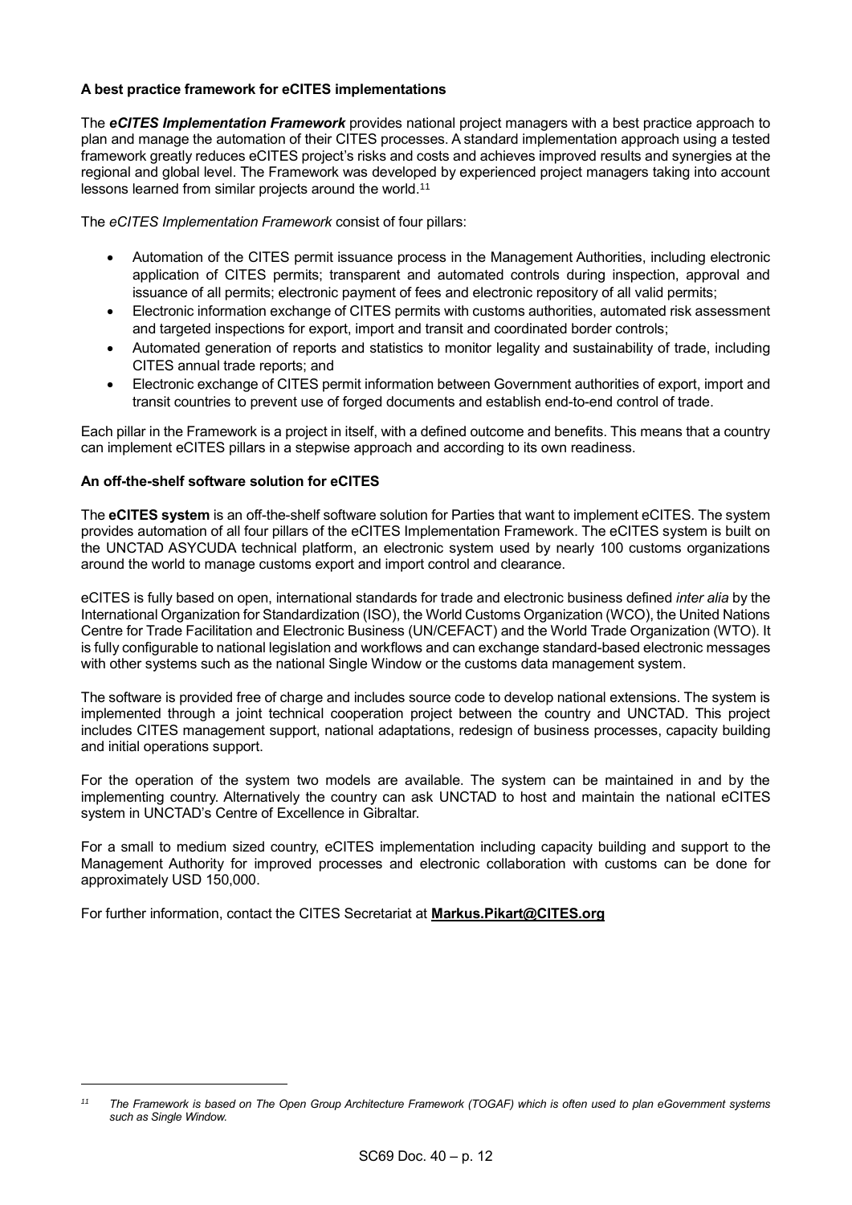**A best practice framework for eCITES implementations**

The ***eCITES Implementation Framework*** provides national project managers with a best practice approach to plan and manage the automation of their CITES processes. A standard implementation approach using a tested framework greatly reduces eCITES project's risks and costs and achieves improved results and synergies at the regional and global level. The Framework was developed by experienced project managers taking into account lessons learned from similar projects around the world.[11]

The *eCITES Implementation Framework* consist of four pillars:

- Automation of the CITES permit issuance process in the Management Authorities, including electronic application of CITES permits; transparent and automated controls during inspection, approval and issuance of all permits; electronic payment of fees and electronic repository of all valid permits;
- Electronic information exchange of CITES permits with customs authorities, automated risk assessment and targeted inspections for export, import and transit and coordinated border controls;
- Automated generation of reports and statistics to monitor legality and sustainability of trade, including CITES annual trade reports; and
- Electronic exchange of CITES permit information between Government authorities of export, import and transit countries to prevent use of forged documents and establish end-to-end control of trade.

Each pillar in the Framework is a project in itself, with a defined outcome and benefits. This means that a country can implement eCITES pillars in a stepwise approach and according to its own readiness.

**An off-the-shelf software solution for eCITES**

The **eCITES system** is an off-the-shelf software solution for Parties that want to implement eCITES. The system provides automation of all four pillars of the eCITES Implementation Framework. The eCITES system is built on the UNCTAD ASYCUDA technical platform, an electronic system used by nearly 100 customs organizations around the world to manage customs export and import control and clearance.

eCITES is fully based on open, international standards for trade and electronic business defined *inter alia* by the International Organization for Standardization (ISO), the World Customs Organization (WCO), the United Nations Centre for Trade Facilitation and Electronic Business (UN/CEFACT) and the World Trade Organization (WTO). It is fully configurable to national legislation and workflows and can exchange standard-based electronic messages with other systems such as the national Single Window or the customs data management system.

The software is provided free of charge and includes source code to develop national extensions. The system is implemented through a joint technical cooperation project between the country and UNCTAD. This project includes CITES management support, national adaptations, redesign of business processes, capacity building and initial operations support.

For the operation of the system two models are available. The system can be maintained in and by the implementing country. Alternatively the country can ask UNCTAD to host and maintain the national eCITES system in UNCTAD's Centre of Excellence in Gibraltar.

For a small to medium sized country, eCITES implementation including capacity building and support to the Management Authority for improved processes and electronic collaboration with customs can be done for approximately USD 150,000.

For further information, contact the CITES Secretariat at **Markus.Pikart@CITES.org**

[11] *The Framework is based on The Open Group Architecture Framework (TOGAF) which is often used to plan eGovernment systems such as Single Window.*